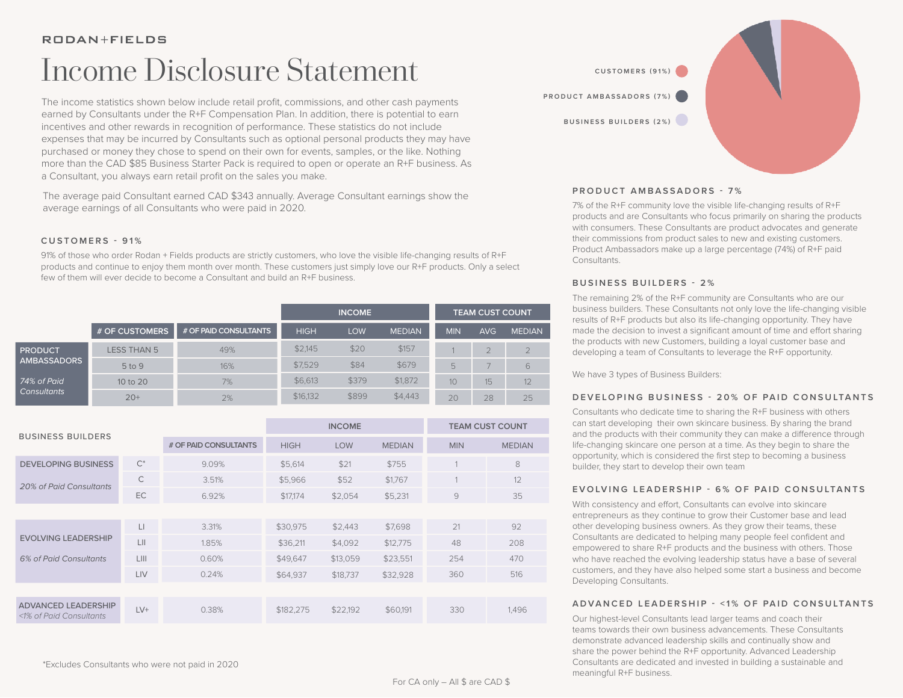RODAN+FIELDS

# Income Disclosure Statement

The income statistics shown below include retail profit, commissions, and other cash payments earned by Consultants under the R+F Compensation Plan. In addition, there is potential to earn incentives and other rewards in recognition of performance. These statistics do not include expenses that may be incurred by Consultants such as optional personal products they may have purchased or money they chose to spend on their own for events, samples, or the like. Nothing more than the CAD $85 Business Starter Pack is required to open or operate an R+F business. As a Consultant, you always earn retail profit on the sales you make.

The average paid Consultant earned CAD $343 annually. Average Consultant earnings show the average earnings of all Consultants who were paid in 2020.

CUSTOMERS (91%)
PRODUCT AMBASSADORS (7%)
BUSINESS BUILDERS (2%)

## CUSTOMERS - 91%

91% of those who order Rodan + Fields products are strictly customers, who love the visible life-changing results of R+F products and continue to enjoy them month over month. These customers just simply love our R+F products. Only a select few of them will ever decide to become a Consultant and build an R+F business.

| | # OF CUSTOMERS | # OF PAID CONSULTANTS | INCOME | | | TEAM CUST COUNT | | |
|---|---|---|---|---|---|---|---|---|
| | | | HIGH | LOW | MEDIAN | MIN | AVG | MEDIAN |
| PRODUCT AMBASSADORS *74% of Paid Consultants* | LESS THAN 5 | 49% | $2,145 | $20 | $157 | 1 | 2 | 2 |
| | 5 to 9 | 16% | $7,529 | $84 | $679 | 5 | 7 | 6 |
| | 10 to 20 | 7% | $6,613 | $379 | $1,872 | 10 | 15 | 12 |
| | 20+ | 2% | $16,132 | $899 | $4,443 | 20 | 28 | 25 |

| BUSINESS BUILDERS | | # OF PAID CONSULTANTS | INCOME | | | TEAM CUST COUNT | |
|---|---|---|---|---|---|---|---|
| | | | HIGH | LOW | MEDIAN | MIN | MEDIAN |
| DEVELOPING BUSINESS *20% of Paid Consultants* | C* | 9.09% | $5,614 | $21 | $755 | 1 | 8 |
| | C | 3.51% | $5,966 | $52 | $1,767 | 1 | 12 |
| | EC | 6.92% | $17,174 | $2,054 | $5,231 | 9 | 35 |
| EVOLVING LEADERSHIP *6% of Paid Consultants* | LI | 3.31% | $30,975 | $2,443 | $7,698 | 21 | 92 |
| | LII | 1.85% | $36,211 | $4,092 | $12,775 | 48 | 208 |
| | LIII | 0.60% | $49,647 | $13,059 | $23,551 | 254 | 470 |
| | LIV | 0.24% | $64,937 | $18,737 | $32,928 | 360 | 516 |
| ADVANCED LEADERSHIP *<1% of Paid Consultants* | LV+ | 0.38% | $182,275 | $22,192 | $60,191 | 330 | 1,496 |

*Excludes Consultants who were not paid in 2020

## PRODUCT AMBASSADORS - 7%

7% of the R+F community love the visible life-changing results of R+F products and are Consultants who focus primarily on sharing the products with consumers. These Consultants are product advocates and generate their commissions from product sales to new and existing customers. Product Ambassadors make up a large percentage (74%) of R+F paid Consultants.

## BUSINESS BUILDERS - 2%

The remaining 2% of the R+F community are Consultants who are our business builders. These Consultants not only love the life-changing visible results of R+F products but also its life-changing opportunity. They have made the decision to invest a significant amount of time and effort sharing the products with new Customers, building a loyal customer base and developing a team of Consultants to leverage the R+F opportunity.

We have 3 types of Business Builders:

### DEVELOPING BUSINESS - 20% OF PAID CONSULTANTS

Consultants who dedicate time to sharing the R+F business with others can start developing their own skincare business. By sharing the brand and the products with their community they can make a difference through life-changing skincare one person at a time. As they begin to share the opportunity, which is considered the first step to becoming a business builder, they start to develop their own team

### EVOLVING LEADERSHIP - 6% OF PAID CONSULTANTS

With consistency and effort, Consultants can evolve into skincare entrepreneurs as they continue to grow their Customer base and lead other developing business owners. As they grow their teams, these Consultants are dedicated to helping many people feel confident and empowered to share R+F products and the business with others. Those who have reached the evolving leadership status have a base of several customers, and they have also helped some start a business and become Developing Consultants.

### ADVANCED LEADERSHIP - <1% OF PAID CONSULTANTS

Our highest-level Consultants lead larger teams and coach their teams towards their own business advancements. These Consultants demonstrate advanced leadership skills and continually show and share the power behind the R+F opportunity. Advanced Leadership Consultants are dedicated and invested in building a sustainable and meaningful R+F business.

For CA only – All $ are CAD $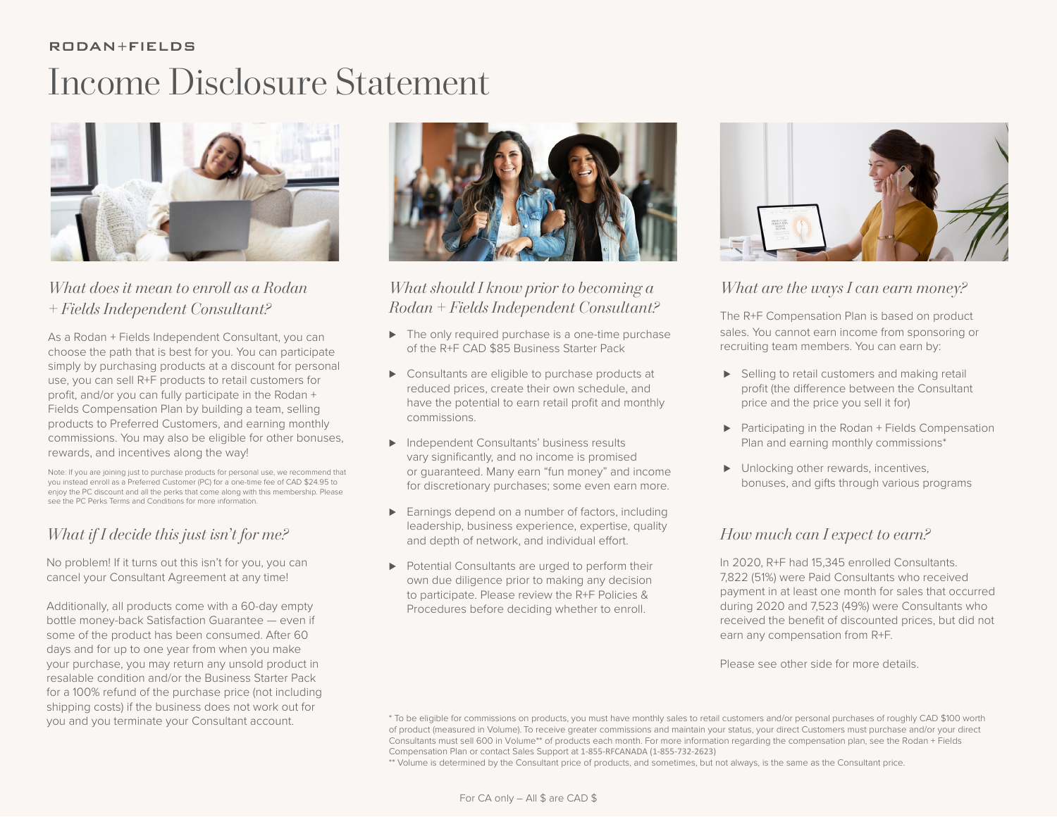RODAN+FIELDS

# Income Disclosure Statement

### *What does it mean to enroll as a Rodan + Fields Independent Consultant?*

As a Rodan + Fields Independent Consultant, you can choose the path that is best for you. You can participate simply by purchasing products at a discount for personal use, you can sell R+F products to retail customers for profit, and/or you can fully participate in the Rodan + Fields Compensation Plan by building a team, selling products to Preferred Customers, and earning monthly commissions. You may also be eligible for other bonuses, rewards, and incentives along the way!

Note: If you are joining just to purchase products for personal use, we recommend that you instead enroll as a Preferred Customer (PC) for a one-time fee of CAD $24.95 to enjoy the PC discount and all the perks that come along with this membership. Please see the PC Perks Terms and Conditions for more information.

### *What if I decide this just isn't for me?*

No problem! If it turns out this isn't for you, you can cancel your Consultant Agreement at any time!

Additionally, all products come with a 60-day empty bottle money-back Satisfaction Guarantee — even if some of the product has been consumed. After 60 days and for up to one year from when you make your purchase, you may return any unsold product in resalable condition and/or the Business Starter Pack for a 100% refund of the purchase price (not including shipping costs) if the business does not work out for you and you terminate your Consultant account.

### *What should I know prior to becoming a Rodan + Fields Independent Consultant?*

- The only required purchase is a one-time purchase of the R+F CAD $85 Business Starter Pack
- Consultants are eligible to purchase products at reduced prices, create their own schedule, and have the potential to earn retail profit and monthly commissions.
- Independent Consultants' business results vary significantly, and no income is promised or guaranteed. Many earn "fun money" and income for discretionary purchases; some even earn more.
- Earnings depend on a number of factors, including leadership, business experience, expertise, quality and depth of network, and individual effort.
- Potential Consultants are urged to perform their own due diligence prior to making any decision to participate. Please review the R+F Policies & Procedures before deciding whether to enroll.

### *What are the ways I can earn money?*

The R+F Compensation Plan is based on product sales. You cannot earn income from sponsoring or recruiting team members. You can earn by:

- Selling to retail customers and making retail profit (the difference between the Consultant price and the price you sell it for)
- Participating in the Rodan + Fields Compensation Plan and earning monthly commissions*
- Unlocking other rewards, incentives, bonuses, and gifts through various programs

### *How much can I expect to earn?*

In 2020, R+F had 15,345 enrolled Consultants. 7,822 (51%) were Paid Consultants who received payment in at least one month for sales that occurred during 2020 and 7,523 (49%) were Consultants who received the benefit of discounted prices, but did not earn any compensation from R+F.

Please see other side for more details.

\* To be eligible for commissions on products, you must have monthly sales to retail customers and/or personal purchases of roughly CAD $100 worth of product (measured in Volume). To receive greater commissions and maintain your status, your direct Customers must purchase and/or your direct Consultants must sell 600 in Volume** of products each month. For more information regarding the compensation plan, see the Rodan + Fields Compensation Plan or contact Sales Support at 1-855-RFCANADA (1-855-732-2623)

\*\* Volume is determined by the Consultant price of products, and sometimes, but not always, is the same as the Consultant price.

For CA only – All $ are CAD $